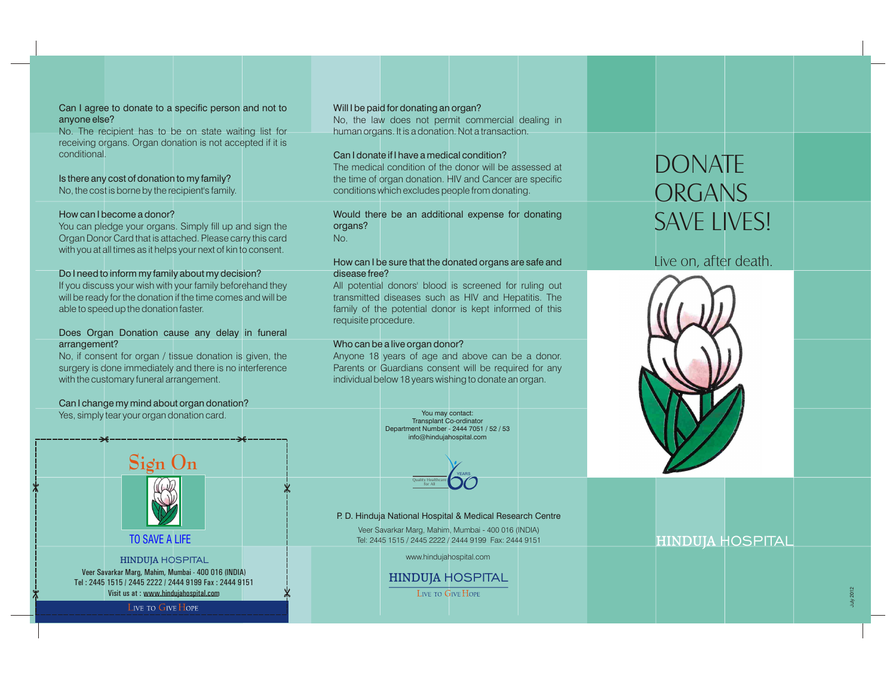**Can I agree to donate to a specific person and not to anyone else?**
No. The recipient has to be on state waiting list for receiving organs. Organ donation is not accepted if it is conditional.

**Is there any cost of donation to my family?**
No, the cost is borne by the recipient's family.

**How can I become a donor?**
You can pledge your organs. Simply fill up and sign the Organ Donor Card that is attached. Please carry this card with you at all times as it helps your next of kin to consent.

**Do I need to inform my family about my decision?**
If you discuss your wish with your family beforehand they will be ready for the donation if the time comes and will be able to speed up the donation faster.

**Does Organ Donation cause any delay in funeral arrangement?**
No, if consent for organ / tissue donation is given, the surgery is done immediately and there is no interference with the customary funeral arrangement.

**Can I change my mind about organ donation?**
Yes, simply tear your organ donation card.

## Sign On

TO SAVE A LIFE

HINDUJA HOSPITAL
Veer Savarkar Marg, Mahim, Mumbai - 400 016 (INDIA)
Tel : 2445 1515 / 2445 2222 / 2444 9199 Fax : 2444 9151
Visit us at : www.hindujahospital.com

LIVE TO GIVE HOPE

**Will I be paid for donating an organ?**
No, the law does not permit commercial dealing in human organs. It is a donation. Not a transaction.

**Can I donate if I have a medical condition?**
The medical condition of the donor will be assessed at the time of organ donation. HIV and Cancer are specific conditions which excludes people from donating.

**Would there be an additional expense for donating organs?**
No.

**How can I be sure that the donated organs are safe and disease free?**
All potential donors' blood is screened for ruling out transmitted diseases such as HIV and Hepatitis. The family of the potential donor is kept informed of this requisite procedure.

**Who can be a live organ donor?**
Anyone 18 years of age and above can be a donor. Parents or Guardians consent will be required for any individual below 18 years wishing to donate an organ.

You may contact:
Transplant Co-ordinator
Department Number - 2444 7051 / 52 / 53
info@hindujahospital.com

Quality Healthcare for All — 60 YEARS

P. D. Hinduja National Hospital & Medical Research Centre
Veer Savarkar Marg, Mahim, Mumbai - 400 016 (INDIA)
Tel: 2445 1515 / 2445 2222 / 2444 9199 Fax: 2444 9151

www.hindujahospital.com

HINDUJA HOSPITAL
LIVE TO GIVE HOPE

# DONATE ORGANS SAVE LIVES!

Live on, after death.

HINDUJA HOSPITAL

July 2012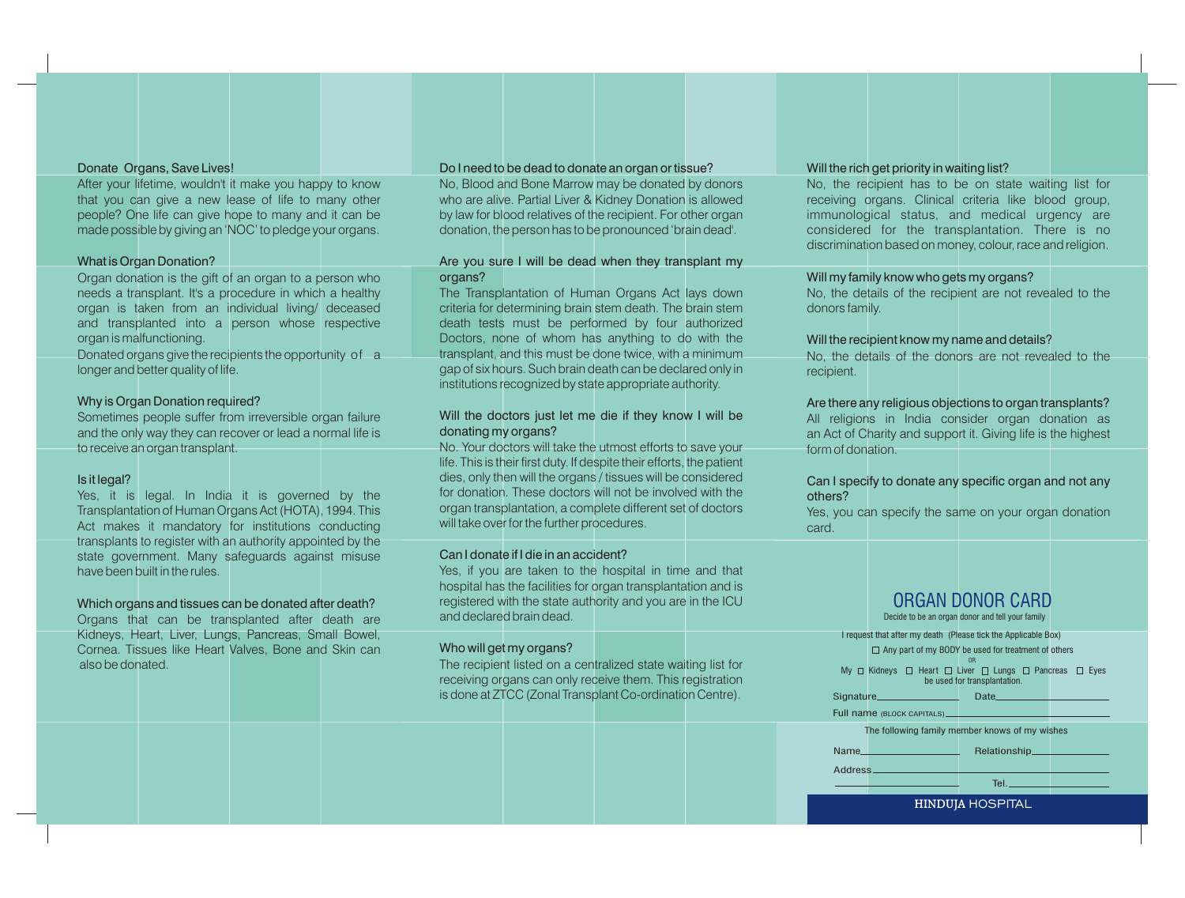## Donate Organs, Save Lives!

After your lifetime, wouldn't it make you happy to know that you can give a new lease of life to many other people? One life can give hope to many and it can be made possible by giving an 'NOC' to pledge your organs.

## What is Organ Donation?

Organ donation is the gift of an organ to a person who needs a transplant. It's a procedure in which a healthy organ is taken from an individual living/ deceased and transplanted into a person whose respective organ is malfunctioning.

Donated organs give the recipients the opportunity of a longer and better quality of life.

## Why is Organ Donation required?

Sometimes people suffer from irreversible organ failure and the only way they can recover or lead a normal life is to receive an organ transplant.

## Is it legal?

Yes, it is legal. In India it is governed by the Transplantation of Human Organs Act (HOTA), 1994. This Act makes it mandatory for institutions conducting transplants to register with an authority appointed by the state government. Many safeguards against misuse have been built in the rules.

## Which organs and tissues can be donated after death?

Organs that can be transplanted after death are Kidneys, Heart, Liver, Lungs, Pancreas, Small Bowel, Cornea. Tissues like Heart Valves, Bone and Skin can also be donated.

## Do I need to be dead to donate an organ or tissue?

No, Blood and Bone Marrow may be donated by donors who are alive. Partial Liver & Kidney Donation is allowed by law for blood relatives of the recipient. For other organ donation, the person has to be pronounced 'brain dead'.

## Are you sure I will be dead when they transplant my organs?

The Transplantation of Human Organs Act lays down criteria for determining brain stem death. The brain stem death tests must be performed by four authorized Doctors, none of whom has anything to do with the transplant, and this must be done twice, with a minimum gap of six hours. Such brain death can be declared only in institutions recognized by state appropriate authority.

## Will the doctors just let me die if they know I will be donating my organs?

No. Your doctors will take the utmost efforts to save your life. This is their first duty. If despite their efforts, the patient dies, only then will the organs / tissues will be considered for donation. These doctors will not be involved with the organ transplantation, a complete different set of doctors will take over for the further procedures.

## Can I donate if I die in an accident?

Yes, if you are taken to the hospital in time and that hospital has the facilities for organ transplantation and is registered with the state authority and you are in the ICU and declared brain dead.

## Who will get my organs?

The recipient listed on a centralized state waiting list for receiving organs can only receive them. This registration is done at ZTCC (Zonal Transplant Co-ordination Centre).

## Will the rich get priority in waiting list?

No, the recipient has to be on state waiting list for receiving organs. Clinical criteria like blood group, immunological status, and medical urgency are considered for the transplantation. There is no discrimination based on money, colour, race and religion.

## Will my family know who gets my organs?

No, the details of the recipient are not revealed to the donors family.

## Will the recipient know my name and details?

No, the details of the donors are not revealed to the recipient.

## Are there any religious objections to organ transplants?

All religions in India consider organ donation as an Act of Charity and support it. Giving life is the highest form of donation.

## Can I specify to donate any specific organ and not any others?

Yes, you can specify the same on your organ donation card.

# ORGAN DONOR CARD

Decide to be an organ donor and tell your family

I request that after my death (Please tick the Applicable Box)

☐ Any part of my BODY be used for treatment of others

OR

My ☐ Kidneys ☐ Heart ☐ Liver ☐ Lungs ☐ Pancreas ☐ Eyes be used for transplantation.

Signature\_\_\_\_\_\_\_\_\_\_\_\_\_\_ Date\_\_\_\_\_\_\_\_\_\_\_\_\_\_

Full name (BLOCK CAPITALS)\_\_\_\_\_\_\_\_\_\_\_\_\_\_\_\_\_\_\_\_\_\_\_\_\_\_\_\_

The following family member knows of my wishes

Name\_\_\_\_\_\_\_\_\_\_\_\_\_\_ Relationship\_\_\_\_\_\_\_\_\_\_\_\_\_\_

Address\_\_\_\_\_\_\_\_\_\_\_\_\_\_\_\_\_\_\_\_\_\_\_\_\_\_\_\_

\_\_\_\_\_\_\_\_\_\_\_\_\_\_ Tel.\_\_\_\_\_\_\_\_\_\_\_\_\_\_

**HINDUJA HOSPITAL**